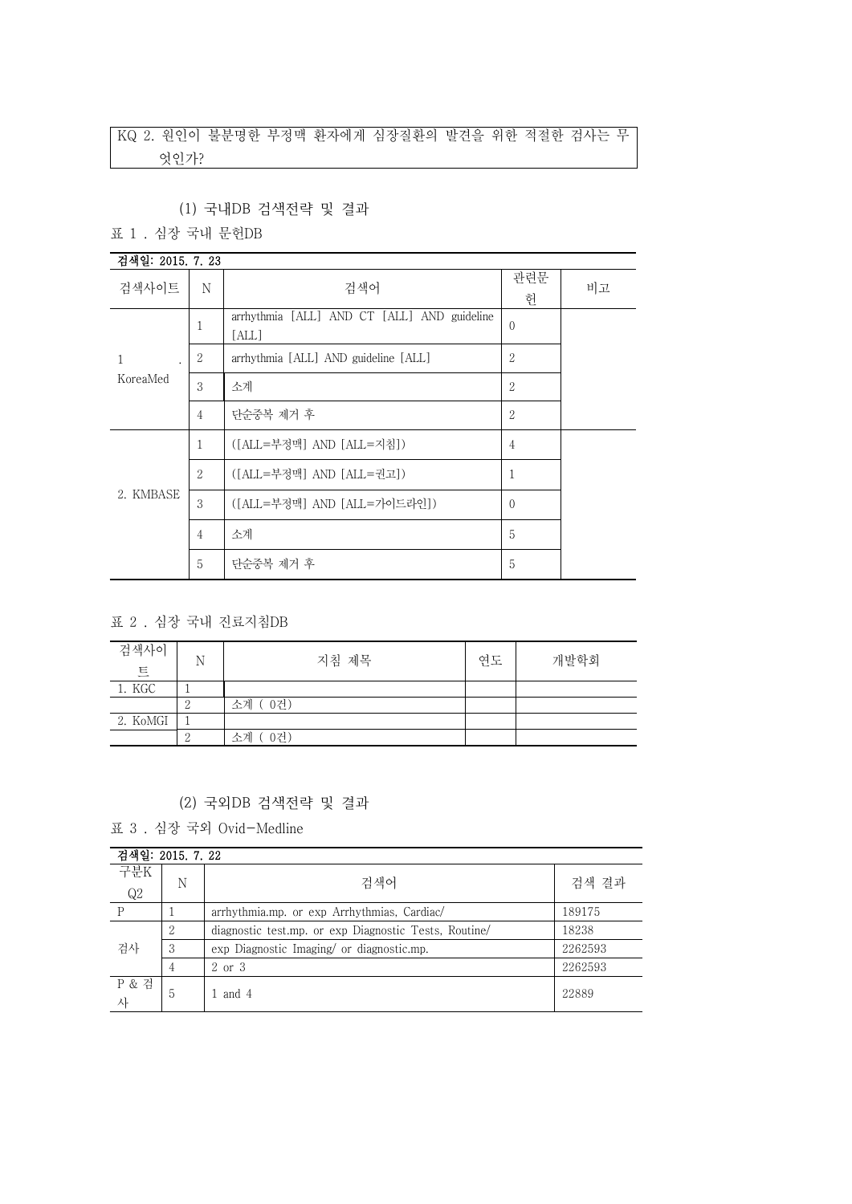KQ 2. 원인이 불분명한 부정맥 환자에게 심장질환의 발견을 위한 적절한 검사는 무엇인가?

### (1) 국내DB 검색전략 및 결과

표 1 . 심장 국내 문헌DB

검색일: 2015. 7. 23

| 검색사이트 | N | 검색어 | 관련문헌 | 비고 |
|---|---|---|---|---|
| 1. KoreaMed | 1 | arrhythmia [ALL] AND CT [ALL] AND guideline [ALL] | 0 | |
| | 2 | arrhythmia [ALL] AND guideline [ALL] | 2 | |
| | 3 | 소계 | 2 | |
| | 4 | 단순중복 제거 후 | 2 | |
| 2. KMBASE | 1 | ([ALL=부정맥] AND [ALL=지침]) | 4 | |
| | 2 | ([ALL=부정맥] AND [ALL=권고]) | 1 | |
| | 3 | ([ALL=부정맥] AND [ALL=가이드라인]) | 0 | |
| | 4 | 소계 | 5 | |
| | 5 | 단순중복 제거 후 | 5 | |

표 2 . 심장 국내 진료지침DB

| 검색사이트 | N | 지침 제목 | 연도 | 개발학회 |
|---|---|---|---|---|
| 1. KGC | 1 | | | |
| | 2 | 소계 ( 0건) | | |
| 2. KoMGI | 1 | | | |
| | 2 | 소계 ( 0건) | | |

### (2) 국외DB 검색전략 및 결과

표 3 . 심장 국외 Ovid-Medline

검색일: 2015. 7. 22

| 구분KQ2 | N | 검색어 | 검색 결과 |
|---|---|---|---|
| P | 1 | arrhythmia.mp. or exp Arrhythmias, Cardiac/ | 189175 |
| 검사 | 2 | diagnostic test.mp. or exp Diagnostic Tests, Routine/ | 18238 |
| | 3 | exp Diagnostic Imaging/ or diagnostic.mp. | 2262593 |
| | 4 | 2 or 3 | 2262593 |
| P & 검사 | 5 | 1 and 4 | 22889 |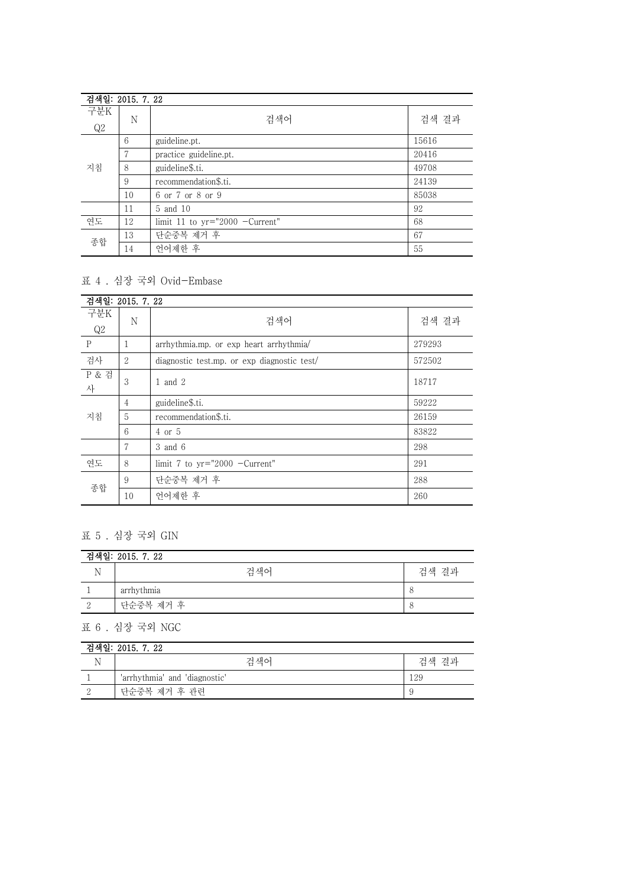| 검색일: 2015. 7. 22 | | | |
|---|---|---|---|
| 구분KQ2 | N | 검색어 | 검색 결과 |
| 지침 | 6 | guideline.pt. | 15616 |
| | 7 | practice guideline.pt. | 20416 |
| | 8 | guideline$.ti. | 49708 |
| | 9 | recommendation$.ti. | 24139 |
| | 10 | 6 or 7 or 8 or 9 | 85038 |
| | 11 | 5 and 10 | 92 |
| 연도 | 12 | limit 11 to yr="2000 -Current" | 68 |
| 종합 | 13 | 단순중복 제거 후 | 67 |
| | 14 | 언어제한 후 | 55 |

표 4 . 심장 국외 Ovid-Embase

| 검색일: 2015. 7. 22 | | | |
|---|---|---|---|
| 구분KQ2 | N | 검색어 | 검색 결과 |
| P | 1 | arrhythmia.mp. or exp heart arrhythmia/ | 279293 |
| 검사 | 2 | diagnostic test.mp. or exp diagnostic test/ | 572502 |
| P & 검사 | 3 | 1 and 2 | 18717 |
| 지침 | 4 | guideline$.ti. | 59222 |
| | 5 | recommendation$.ti. | 26159 |
| | 6 | 4 or 5 | 83822 |
| | 7 | 3 and 6 | 298 |
| 연도 | 8 | limit 7 to yr="2000 -Current" | 291 |
| 종합 | 9 | 단순중복 제거 후 | 288 |
| | 10 | 언어제한 후 | 260 |

표 5 . 심장 국외 GIN

| 검색일: 2015. 7. 22 | | |
|---|---|---|
| N | 검색어 | 검색 결과 |
| 1 | arrhythmia | 8 |
| 2 | 단순중복 제거 후 | 8 |

표 6 . 심장 국외 NGC

| 검색일: 2015. 7. 22 | | |
|---|---|---|
| N | 검색어 | 검색 결과 |
| 1 | 'arrhythmia' and 'diagnostic' | 129 |
| 2 | 단순중복 제거 후 관련 | 9 |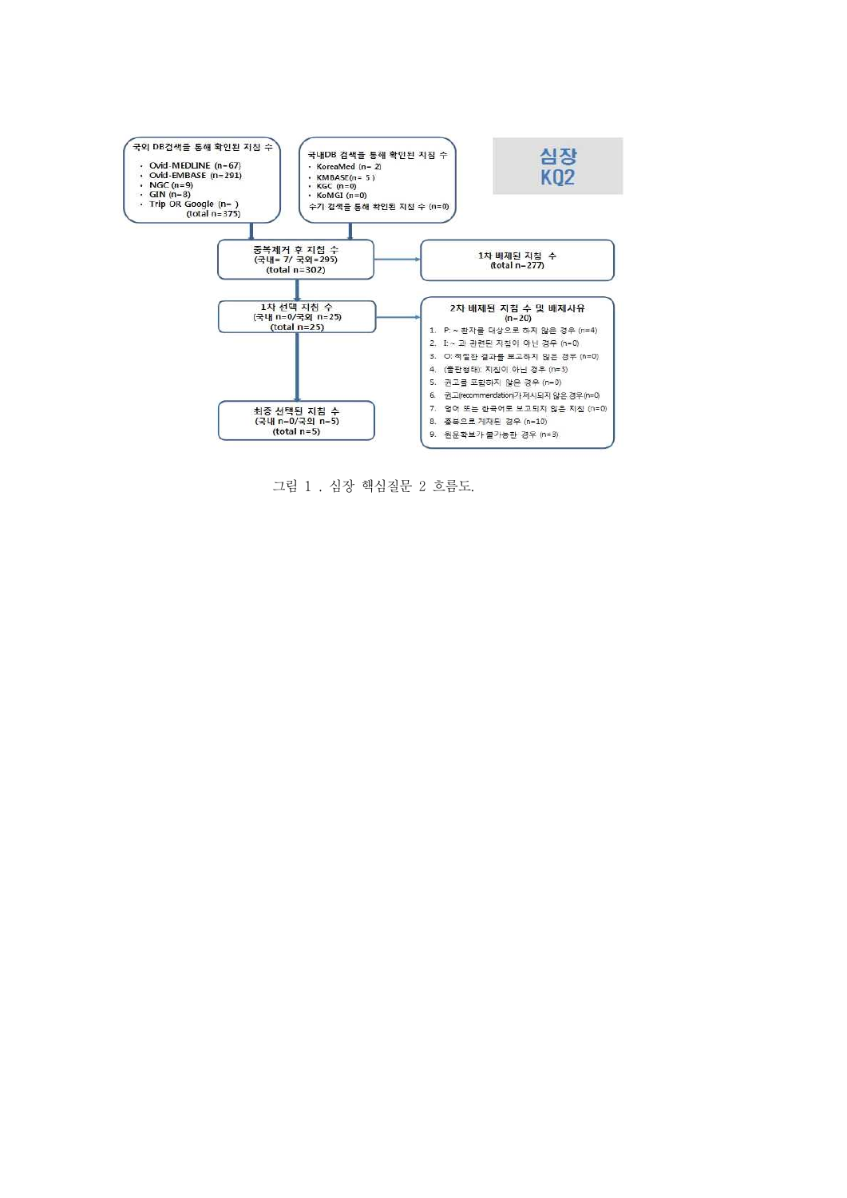국외 DB검색을 통해 확인된 지침 수

- Ovid-MEDLINE (n=67)
- Ovid-EMBASE (n=291)
- NGC (n=9)
- GIN (n=8)
- Trip OR Google (n= )

(total n=375)

국내DB 검색을 통해 확인된 지침 수

- KoreaMed (n= 2)
- KMBASE(n= 5 )
- KGC (n=0)
- KoMGI (n=0)

수기 검색을 통해 확인된 지침 수 (n=0)

심장 KQ2

중복제거 후 지침 수
(국내= 7/ 국외=295)
(total n=302)

1차 배제된 지침 수
(total n=277)

1차 선택 지침 수
(국내 n=0/국외 n=25)
(total n=25)

2차 배제된 지침 수 및 배제사유
(n=20)

1. P: ~ 환자를 대상으로 하지 않은 경우 (n=4)
2. I: ~ 과 관련된 지침이 아닌 경우 (n=0)
3. O: 적절한 결과를 보고하지 않은 경우 (n=0)
4. (출판형태): 지침이 아닌 경우 (n=3)
5. 권고를 포함하지 않은 경우 (n=0)
6. 권고(recommendation)가 제시되지 않은 경우(n=0)
7. 영어 또는 한국어로 보고되지 않은 지침 (n=0)
8. 중복으로 게재된 경우 (n=10)
9. 원문확보가 불가능한 경우 (n=3)

최종 선택된 지침 수
(국내 n=0/국외 n=5)
(total n=5)

그림 1 . 심장 핵심질문 2 흐름도.